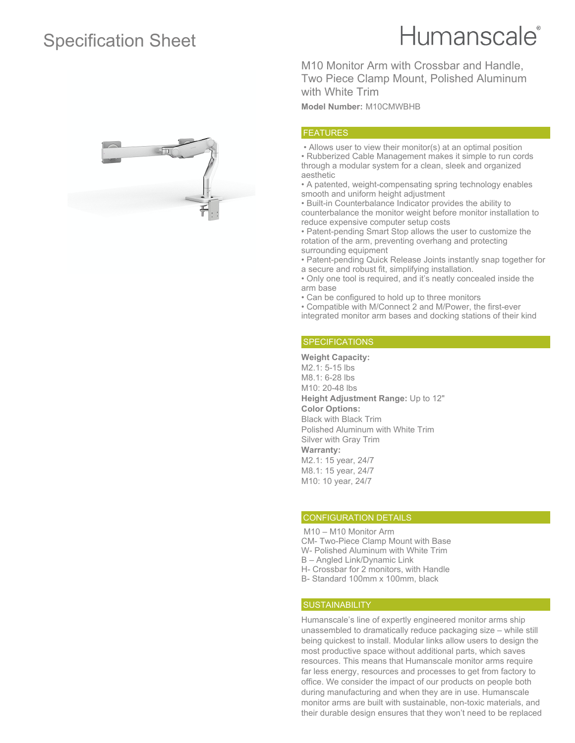# Specification Sheet

Humanscale®

## M10 Monitor Arm with Crossbar and Handle, Two Piece Clamp Mount, Polished Aluminum with White Trim

**Model Number:** M10CMWBHB

## FEATURES

- Allows user to view their monitor(s) at an optimal position
- Rubberized Cable Management makes it simple to run cords through a modular system for a clean, sleek and organized aesthetic
- A patented, weight-compensating spring technology enables smooth and uniform height adjustment
- Built-in Counterbalance Indicator provides the ability to counterbalance the monitor weight before monitor installation to reduce expensive computer setup costs
- Patent-pending Smart Stop allows the user to customize the rotation of the arm, preventing overhang and protecting surrounding equipment
- Patent-pending Quick Release Joints instantly snap together for a secure and robust fit, simplifying installation.
- Only one tool is required, and it's neatly concealed inside the arm base
- Can be configured to hold up to three monitors
- Compatible with M/Connect 2 and M/Power, the first-ever integrated monitor arm bases and docking stations of their kind

## SPECIFICATIONS

**Weight Capacity:**
M2.1: 5-15 lbs
M8.1: 6-28 lbs
M10: 20-48 lbs

**Height Adjustment Range:** Up to 12"

**Color Options:**
Black with Black Trim
Polished Aluminum with White Trim
Silver with Gray Trim

**Warranty:**
M2.1: 15 year, 24/7
M8.1: 15 year, 24/7
M10: 10 year, 24/7

## CONFIGURATION DETAILS

M10 – M10 Monitor Arm
CM- Two-Piece Clamp Mount with Base
W- Polished Aluminum with White Trim
B – Angled Link/Dynamic Link
H- Crossbar for 2 monitors, with Handle
B- Standard 100mm x 100mm, black

## SUSTAINABILITY

Humanscale's line of expertly engineered monitor arms ship unassembled to dramatically reduce packaging size – while still being quickest to install. Modular links allow users to design the most productive space without additional parts, which saves resources. This means that Humanscale monitor arms require far less energy, resources and processes to get from factory to office. We consider the impact of our products on people both during manufacturing and when they are in use. Humanscale monitor arms are built with sustainable, non-toxic materials, and their durable design ensures that they won't need to be replaced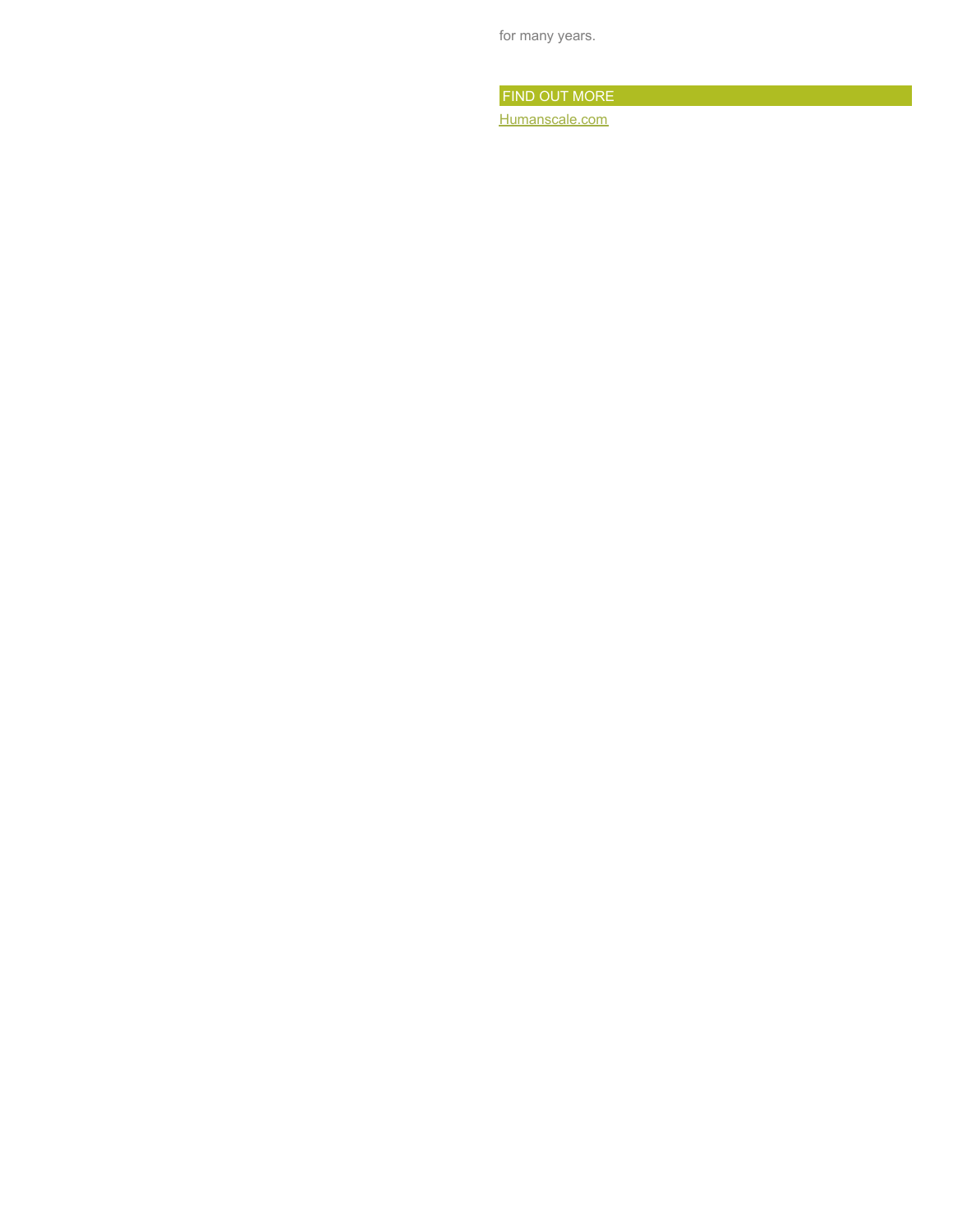for many years.

## FIND OUT MORE

Humanscale.com